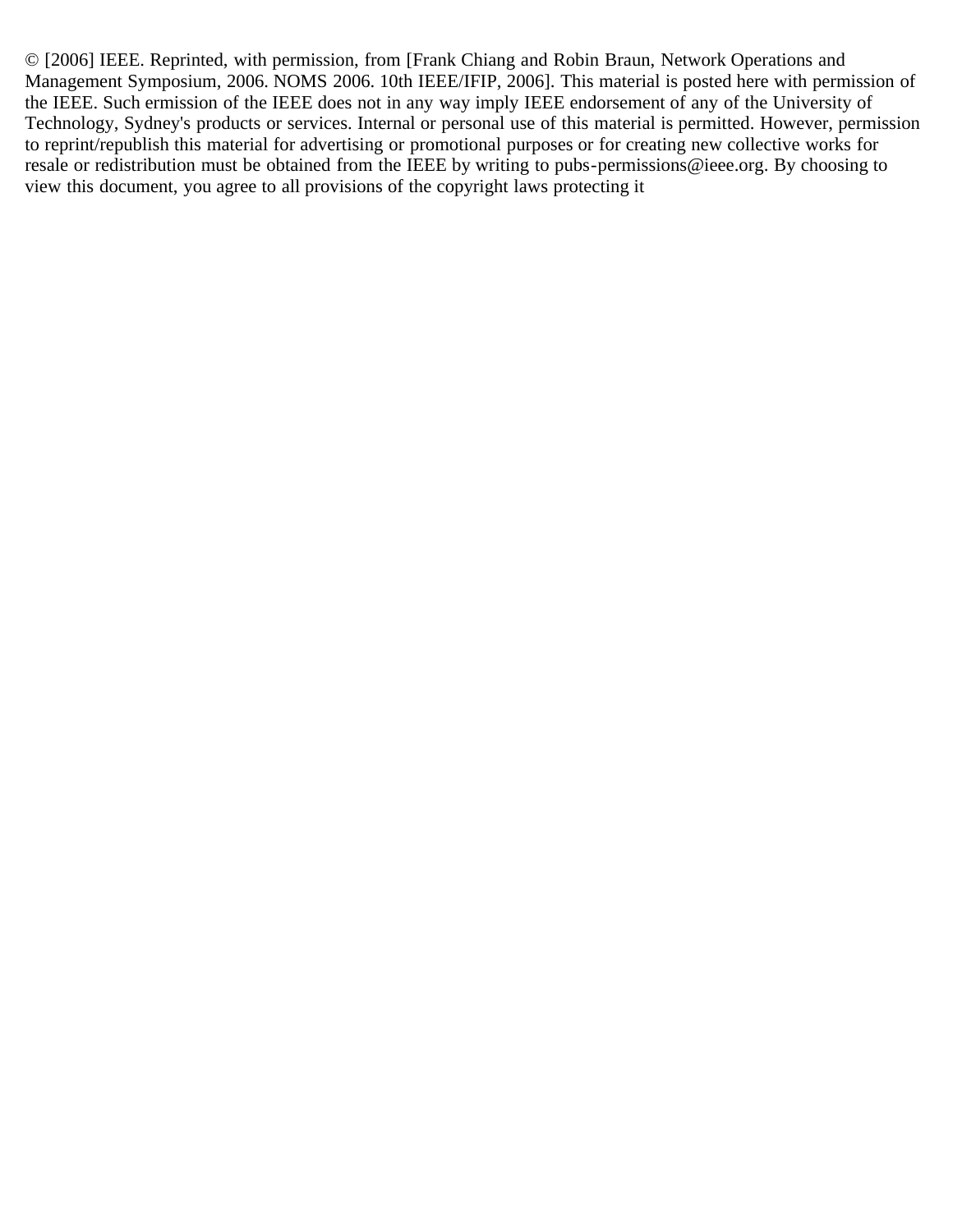© [2006] IEEE. Reprinted, with permission, from [Frank Chiang and Robin Braun, Network Operations and Management Symposium, 2006. NOMS 2006. 10th IEEE/IFIP, 2006]. This material is posted here with permission of the IEEE. Such ermission of the IEEE does not in any way imply IEEE endorsement of any of the University of Technology, Sydney's products or services. Internal or personal use of this material is permitted. However, permission to reprint/republish this material for advertising or promotional purposes or for creating new collective works for resale or redistribution must be obtained from the IEEE by writing to pubs-permissions@ieee.org. By choosing to view this document, you agree to all provisions of the copyright laws protecting it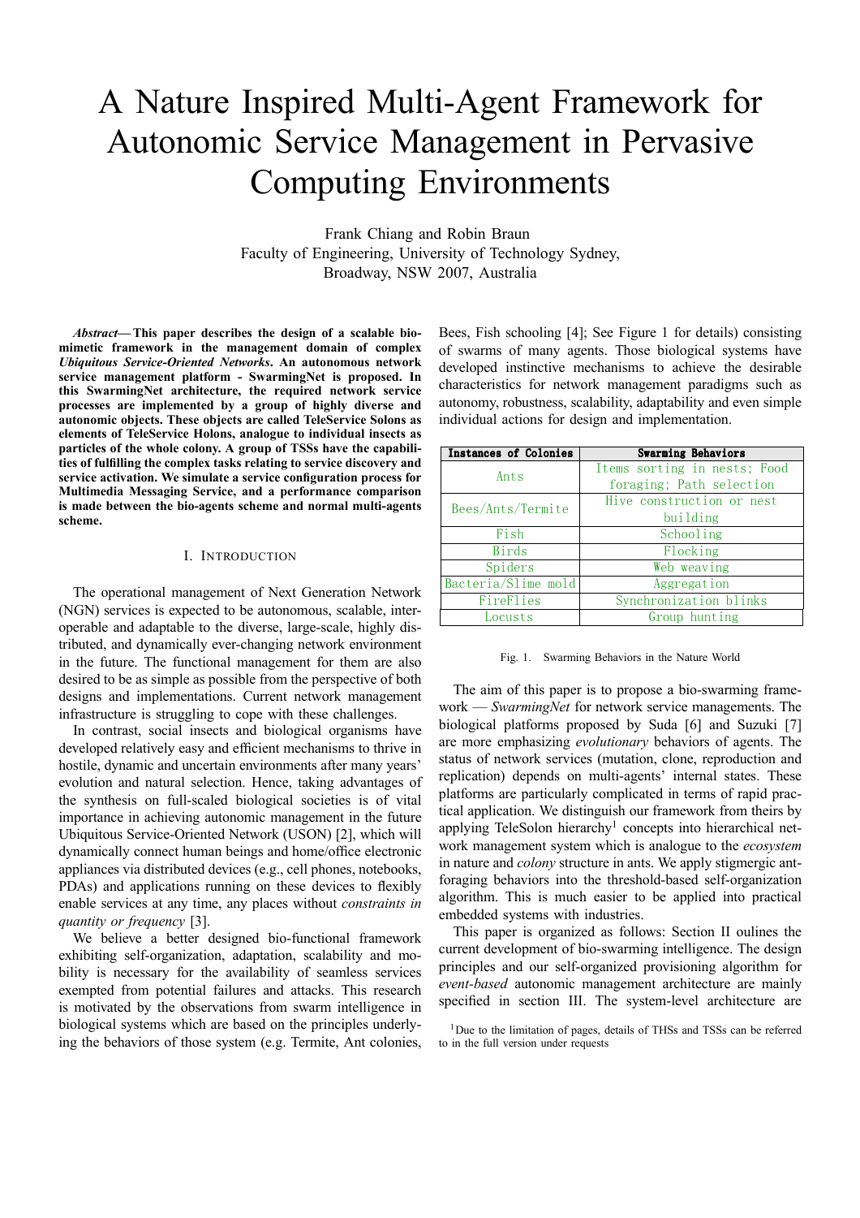# A Nature Inspired Multi-Agent Framework for Autonomic Service Management in Pervasive Computing Environments

Frank Chiang and Robin Braun
Faculty of Engineering, University of Technology Sydney,
Broadway, NSW 2007, Australia

***Abstract*— This paper describes the design of a scalable biomimetic framework in the management domain of complex *Ubiquitous Service-Oriented Networks*. An autonomous network service management platform - SwarmingNet is proposed. In this SwarmingNet architecture, the required network service processes are implemented by a group of highly diverse and autonomic objects. These objects are called TeleService Solons as elements of TeleService Holons, analogue to individual insects as particles of the whole colony. A group of TSSs have the capabilities of fulfilling the complex tasks relating to service discovery and service activation. We simulate a service configuration process for Multimedia Messaging Service, and a performance comparison is made between the bio-agents scheme and normal multi-agents scheme.**

## I. Introduction

The operational management of Next Generation Network (NGN) services is expected to be autonomous, scalable, interoperable and adaptable to the diverse, large-scale, highly distributed, and dynamically ever-changing network environment in the future. The functional management for them are also desired to be as simple as possible from the perspective of both designs and implementations. Current network management infrastructure is struggling to cope with these challenges.

In contrast, social insects and biological organisms have developed relatively easy and efficient mechanisms to thrive in hostile, dynamic and uncertain environments after many years' evolution and natural selection. Hence, taking advantages of the synthesis on full-scaled biological societies is of vital importance in achieving autonomic management in the future Ubiquitous Service-Oriented Network (USON) [2], which will dynamically connect human beings and home/office electronic appliances via distributed devices (e.g., cell phones, notebooks, PDAs) and applications running on these devices to flexibly enable services at any time, any places without *constraints in quantity or frequency* [3].

We believe a better designed bio-functional framework exhibiting self-organization, adaptation, scalability and mobility is necessary for the availability of seamless services exempted from potential failures and attacks. This research is motivated by the observations from swarm intelligence in biological systems which are based on the principles underlying the behaviors of those system (e.g. Termite, Ant colonies, Bees, Fish schooling [4]; See Figure 1 for details) consisting of swarms of many agents. Those biological systems have developed instinctive mechanisms to achieve the desirable characteristics for network management paradigms such as autonomy, robustness, scalability, adaptability and even simple individual actions for design and implementation.

| Instances of Colonies | Swarming Behaviors |
|---|---|
| Ants | Items sorting in nests; Food foraging; Path selection |
| Bees/Ants/Termite | Hive construction or nest building |
| Fish | Schooling |
| Birds | Flocking |
| Spiders | Web weaving |
| Bacteria/Slime mold | Aggregation |
| FireFlies | Synchronization blinks |
| Locusts | Group hunting |

Fig. 1. Swarming Behaviors in the Nature World

The aim of this paper is to propose a bio-swarming framework — *SwarmingNet* for network service managements. The biological platforms proposed by Suda [6] and Suzuki [7] are more emphasizing *evolutionary* behaviors of agents. The status of network services (mutation, clone, reproduction and replication) depends on multi-agents' internal states. These platforms are particularly complicated in terms of rapid practical application. We distinguish our framework from theirs by applying TeleSolon hierarchy[1] concepts into hierarchical network management system which is analogue to the *ecosystem* in nature and *colony* structure in ants. We apply stigmergic ant-foraging behaviors into the threshold-based self-organization algorithm. This is much easier to be applied into practical embedded systems with industries.

This paper is organized as follows: Section II oulines the current development of bio-swarming intelligence. The design principles and our self-organized provisioning algorithm for *event-based* autonomic management architecture are mainly specified in section III. The system-level architecture are

[1] Due to the limitation of pages, details of THSs and TSSs can be referred to in the full version under requests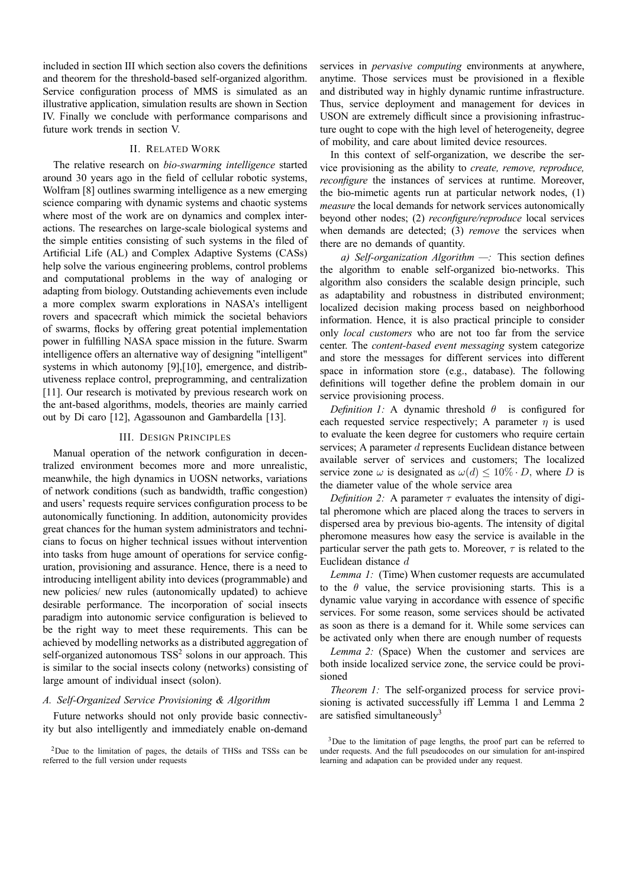included in section III which section also covers the definitions and theorem for the threshold-based self-organized algorithm. Service configuration process of MMS is simulated as an illustrative application, simulation results are shown in Section IV. Finally we conclude with performance comparisons and future work trends in section V.

## II. Related Work

The relative research on *bio-swarming intelligence* started around 30 years ago in the field of cellular robotic systems, Wolfram [8] outlines swarming intelligence as a new emerging science comparing with dynamic systems and chaotic systems where most of the work are on dynamics and complex interactions. The researches on large-scale biological systems and the simple entities consisting of such systems in the filed of Artificial Life (AL) and Complex Adaptive Systems (CASs) help solve the various engineering problems, control problems and computational problems in the way of analoging or adapting from biology. Outstanding achievements even include a more complex swarm explorations in NASA's intelligent rovers and spacecraft which mimick the societal behaviors of swarms, flocks by offering great potential implementation power in fulfilling NASA space mission in the future. Swarm intelligence offers an alternative way of designing "intelligent" systems in which autonomy [9],[10], emergence, and distributiveness replace control, preprogramming, and centralization [11]. Our research is motivated by previous research work on the ant-based algorithms, models, theories are mainly carried out by Di caro [12], Agassounon and Gambardella [13].

## III. Design Principles

Manual operation of the network configuration in decentralized environment becomes more and more unrealistic, meanwhile, the high dynamics in UOSN networks, variations of network conditions (such as bandwidth, traffic congestion) and users' requests require services configuration process to be autonomically functioning. In addition, autonomicity provides great chances for the human system administrators and technicians to focus on higher technical issues without intervention into tasks from huge amount of operations for service configuration, provisioning and assurance. Hence, there is a need to introducing intelligent ability into devices (programmable) and new policies/ new rules (autonomically updated) to achieve desirable performance. The incorporation of social insects paradigm into autonomic service configuration is believed to be the right way to meet these requirements. This can be achieved by modelling networks as a distributed aggregation of self-organized autonomous TSS[2] solons in our approach. This is similar to the social insects colony (networks) consisting of large amount of individual insect (solon).

### A. Self-Organized Service Provisioning & Algorithm

Future networks should not only provide basic connectivity but also intelligently and immediately enable on-demand services in *pervasive computing* environments at anywhere, anytime. Those services must be provisioned in a flexible and distributed way in highly dynamic runtime infrastructure. Thus, service deployment and management for devices in USON are extremely difficult since a provisioning infrastructure ought to cope with the high level of heterogeneity, degree of mobility, and care about limited device resources.

In this context of self-organization, we describe the service provisioning as the ability to *create, remove, reproduce, reconfigure* the instances of services at runtime. Moreover, the bio-mimetic agents run at particular network nodes, (1) *measure* the local demands for network services autonomically beyond other nodes; (2) *reconfigure/reproduce* local services when demands are detected; (3) *remove* the services when there are no demands of quantity.

*a) Self-organization Algorithm —:* This section defines the algorithm to enable self-organized bio-networks. This algorithm also considers the scalable design principle, such as adaptability and robustness in distributed environment; localized decision making process based on neighborhood information. Hence, it is also practical principle to consider only *local customers* who are not too far from the service center. The *content-based event messaging* system categorize and store the messages for different services into different space in information store (e.g., database). The following definitions will together define the problem domain in our service provisioning process.

*Definition 1:* A dynamic threshold $\theta$ is configured for each requested service respectively; A parameter $\eta$ is used to evaluate the keen degree for customers who require certain services; A parameter $d$ represents Euclidean distance between available server of services and customers; The localized service zone $\omega$ is designated as $\omega(d) \leq 10\% \cdot D$, where $D$ is the diameter value of the whole service area

*Definition 2:* A parameter $\tau$ evaluates the intensity of digital pheromone which are placed along the traces to servers in dispersed area by previous bio-agents. The intensity of digital pheromone measures how easy the service is available in the particular server the path gets to. Moreover, $\tau$ is related to the Euclidean distance $d$

*Lemma 1:* (Time) When customer requests are accumulated to the $\theta$ value, the service provisioning starts. This is a dynamic value varying in accordance with essence of specific services. For some reason, some services should be activated as soon as there is a demand for it. While some services can be activated only when there are enough number of requests

*Lemma 2:* (Space) When the customer and services are both inside localized service zone, the service could be provisioned

*Theorem 1:* The self-organized process for service provisioning is activated successfully iff Lemma 1 and Lemma 2 are satisfied simultaneously[3]

[2]Due to the limitation of pages, the details of THSs and TSSs can be referred to the full version under requests

[3]Due to the limitation of page lengths, the proof part can be referred to under requests. And the full pseudocodes on our simulation for ant-inspired learning and adapation can be provided under any request.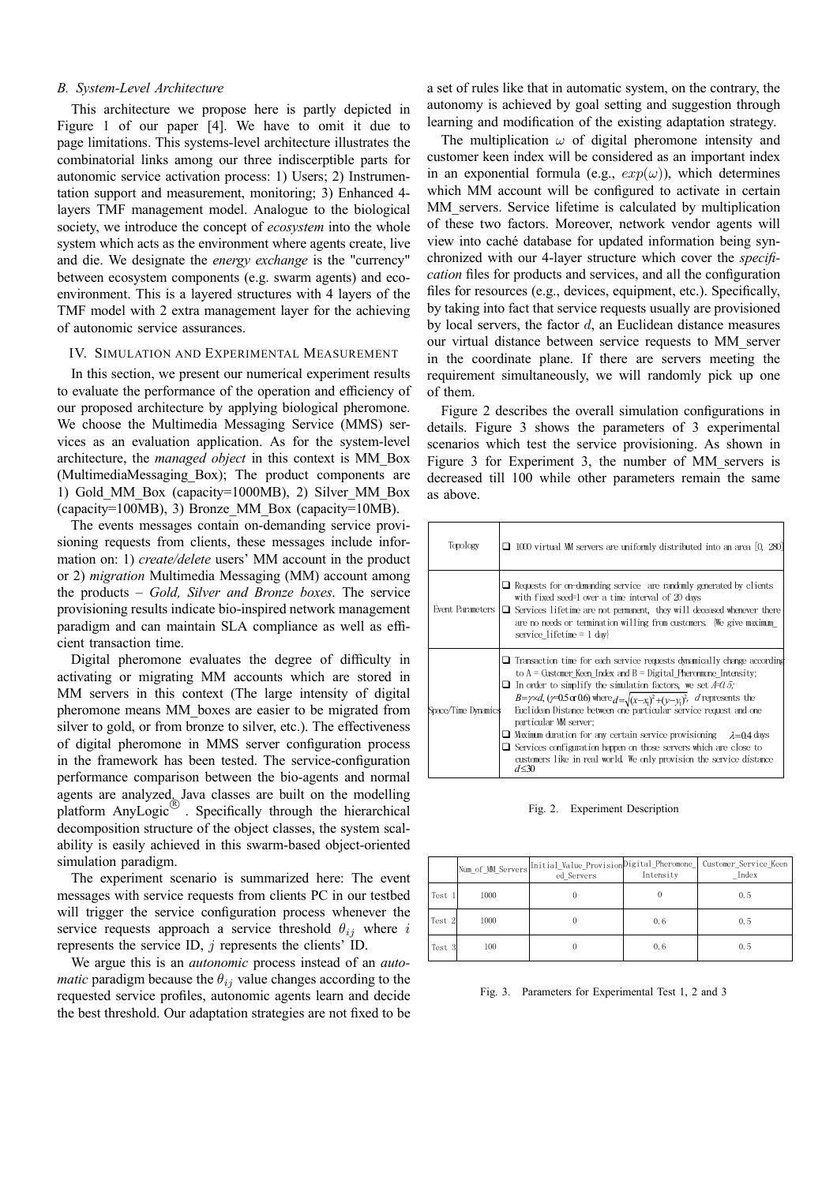### B. System-Level Architecture

This architecture we propose here is partly depicted in Figure 1 of our paper [4]. We have to omit it due to page limitations. This systems-level architecture illustrates the combinatorial links among our three indiscerptible parts for autonomic service activation process: 1) Users; 2) Instrumentation support and measurement, monitoring; 3) Enhanced 4-layers TMF management model. Analogue to the biological society, we introduce the concept of *ecosystem* into the whole system which acts as the environment where agents create, live and die. We designate the *energy exchange* is the "currency" between ecosystem components (e.g. swarm agents) and eco-environment. This is a layered structures with 4 layers of the TMF model with 2 extra management layer for the achieving of autonomic service assurances.

## IV. Simulation and Experimental Measurement

In this section, we present our numerical experiment results to evaluate the performance of the operation and efficiency of our proposed architecture by applying biological pheromone. We choose the Multimedia Messaging Service (MMS) services as an evaluation application. As for the system-level architecture, the *managed object* in this context is MM_Box (MultimediaMessaging_Box); The product components are 1) Gold_MM_Box (capacity=1000MB), 2) Silver_MM_Box (capacity=100MB), 3) Bronze_MM_Box (capacity=10MB).

The events messages contain on-demanding service provisioning requests from clients, these messages include information on: 1) *create/delete* users' MM account in the product or 2) *migration* Multimedia Messaging (MM) account among the products – *Gold, Silver and Bronze boxes*. The service provisioning results indicate bio-inspired network management paradigm and can maintain SLA compliance as well as efficient transaction time.

Digital pheromone evaluates the degree of difficulty in activating or migrating MM accounts which are stored in MM servers in this context (The large intensity of digital pheromone means MM_boxes are easier to be migrated from silver to gold, or from bronze to silver, etc.). The effectiveness of digital pheromone in MMS server configuration process in the framework has been tested. The service-configuration performance comparison between the bio-agents and normal agents are analyzed. Java classes are built on the modelling platform AnyLogic®. Specifically through the hierarchical decomposition structure of the object classes, the system scalability is easily achieved in this swarm-based object-oriented simulation paradigm.

The experiment scenario is summarized here: The event messages with service requests from clients PC in our testbed will trigger the service configuration process whenever the service requests approach a service threshold $\theta_{ij}$ where $i$ represents the service ID, $j$ represents the clients' ID.

We argue this is an *autonomic* process instead of an *automatic* paradigm because the $\theta_{ij}$ value changes according to the requested service profiles, autonomic agents learn and decide the best threshold. Our adaptation strategies are not fixed to be a set of rules like that in automatic system, on the contrary, the autonomy is achieved by goal setting and suggestion through learning and modification of the existing adaptation strategy.

The multiplication $\omega$ of digital pheromone intensity and customer keen index will be considered as an important index in an exponential formula (e.g., $exp(\omega)$), which determines which MM account will be configured to activate in certain MM_servers. Service lifetime is calculated by multiplication of these two factors. Moreover, network vendor agents will view into caché database for updated information being synchronized with our 4-layer structure which cover the *specification* files for products and services, and all the configuration files for resources (e.g., devices, equipment, etc.). Specifically, by taking into fact that service requests usually are provisioned by local servers, the factor $d$, an Euclidean distance measures our virtual distance between service requests to MM_server in the coordinate plane. If there are servers meeting the requirement simultaneously, we will randomly pick up one of them.

Figure 2 describes the overall simulation configurations in details. Figure 3 shows the parameters of 3 experimental scenarios which test the service provisioning. As shown in Figure 3 for Experiment 3, the number of MM_servers is decreased till 100 while other parameters remain the same as above.

| | |
|---|---|
| Topology | ❑ 1000 virtual MM servers are uniformly distributed into an area [0, 280] |
| Event Parameters | ❑ Requests for on-demanding service are randomly generated by clients with fixed seed=1 over a time interval of 20 days<br>❑ Services lifetime are not permanent, they will deceased whenever there are no needs or termination willing from customers. (We give maximum_service_lifetime = 1 day) |
| Space/Time Dynamics | ❑ Transaction time for each service requests dynamically change according to A = Customer_Keen_Index and B = Digital_Pheromone_Intensity;<br>❑ In order to simplify the simulation factors, we set $A=0.5$; $B=\gamma\times d$, ($\gamma$=0.5 or 0.6) where $d=\sqrt{(x-x_i)^2+(y-y_i)^2}$, $d$ represents the Euclidean Distance between one particular service request and one particular MM server;<br>❑ Maximum duration for any certain service provisioning $\lambda$=0.4 days<br>❑ Services configuration happen on those servers which are close to customers like in real world. We only provision the service distance $d\leq30$ |

Fig. 2. Experiment Description

| | Num_of_MM_Servers | Initial_Value_Provisioned_Servers | Digital_Pheromone_Intensity | Customer_Service_Keen_Index |
|---|---|---|---|---|
| Test 1 | 1000 | 0 | 0 | 0.5 |
| Test 2 | 1000 | 0 | 0.6 | 0.5 |
| Test 3 | 100 | 0 | 0.6 | 0.5 |

Fig. 3. Parameters for Experimental Test 1, 2 and 3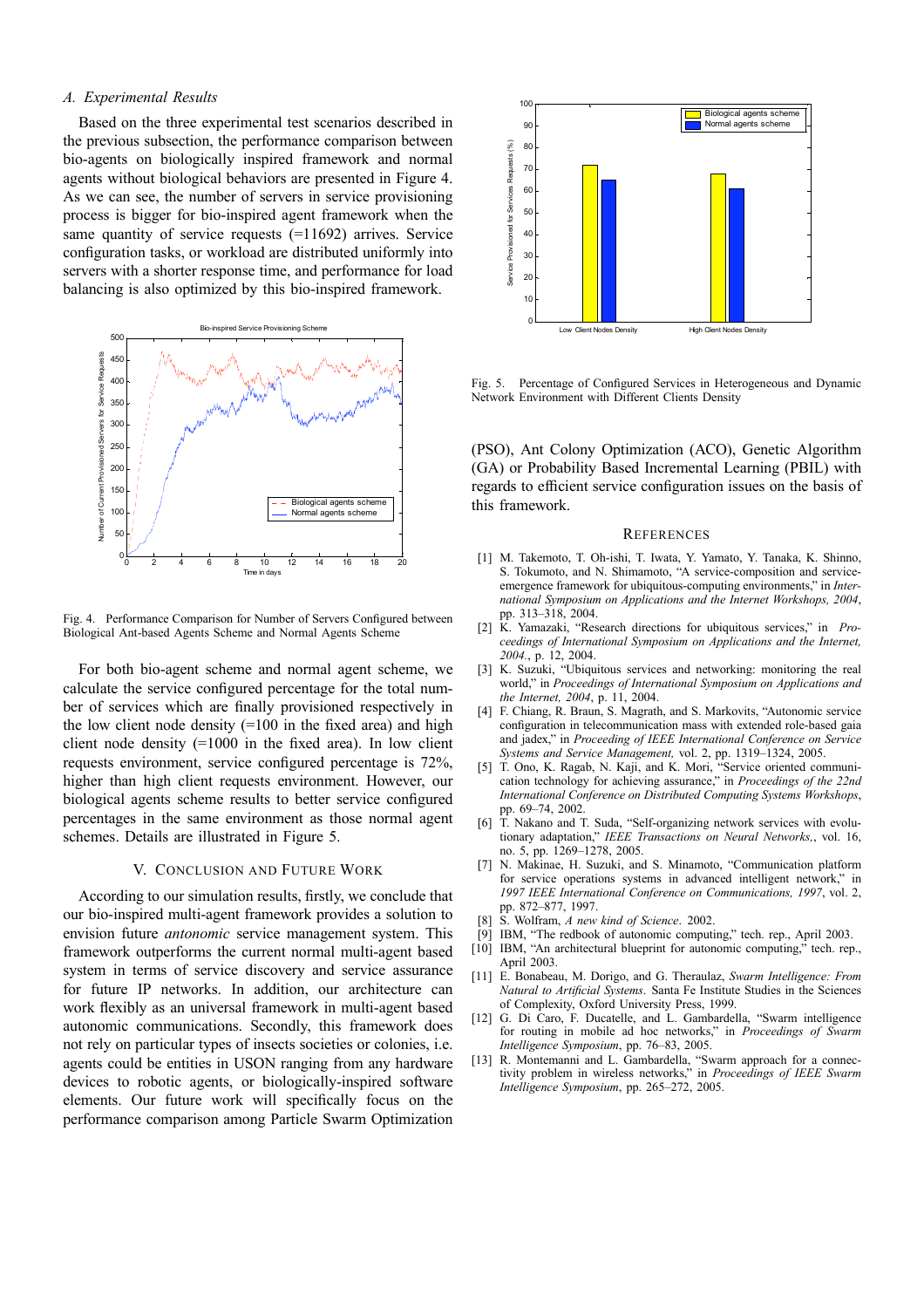### A. Experimental Results

Based on the three experimental test scenarios described in the previous subsection, the performance comparison between bio-agents on biologically inspired framework and normal agents without biological behaviors are presented in Figure 4. As we can see, the number of servers in service provisioning process is bigger for bio-inspired agent framework when the same quantity of service requests (=11692) arrives. Service configuration tasks, or workload are distributed uniformly into servers with a shorter response time, and performance for load balancing is also optimized by this bio-inspired framework.

Bio-inspired Service Provisioning Scheme

Number of Current Provisioned Servers for Service Requests

0
50
100
150
200
250
300
350
400
450
500

0
2
4
6
8
10
12
14
16
18
20

Time in days

Biological agents scheme
Normal agents scheme

Fig. 4. Performance Comparison for Number of Servers Configured between Biological Ant-based Agents Scheme and Normal Agents Scheme

For both bio-agent scheme and normal agent scheme, we calculate the service configured percentage for the total number of services which are finally provisioned respectively in the low client node density (=100 in the fixed area) and high client node density (=1000 in the fixed area). In low client requests environment, service configured percentage is 72%, higher than high client requests environment. However, our biological agents scheme results to better service configured percentages in the same environment as those normal agent schemes. Details are illustrated in Figure 5.

Service Provisioned for Services Requests (%)

0
10
20
30
40
50
60
70
80
90
100

Low Client Nodes Density
High Client Nodes Density

Biological agents scheme
Normal agents scheme

Fig. 5. Percentage of Configured Services in Heterogeneous and Dynamic Network Environment with Different Clients Density

## V. Conclusion and Future Work

According to our simulation results, firstly, we conclude that our bio-inspired multi-agent framework provides a solution to envision future *antonomic* service management system. This framework outperforms the current normal multi-agent based system in terms of service discovery and service assurance for future IP networks. In addition, our architecture can work flexibly as an universal framework in multi-agent based autonomic communications. Secondly, this framework does not rely on particular types of insects societies or colonies, i.e. agents could be entities in USON ranging from any hardware devices to robotic agents, or biologically-inspired software elements. Our future work will specifically focus on the performance comparison among Particle Swarm Optimization (PSO), Ant Colony Optimization (ACO), Genetic Algorithm (GA) or Probability Based Incremental Learning (PBIL) with regards to efficient service configuration issues on the basis of this framework.

## References

[1] M. Takemoto, T. Oh-ishi, T. Iwata, Y. Yamato, Y. Tanaka, K. Shinno, S. Tokumoto, and N. Shimamoto, "A service-composition and service-emergence framework for ubiquitous-computing environments," in *International Symposium on Applications and the Internet Workshops, 2004*, pp. 313–318, 2004.

[2] K. Yamazaki, "Research directions for ubiquitous services," in *Proceedings of International Symposium on Applications and the Internet, 2004.*, p. 12, 2004.

[3] K. Suzuki, "Ubiquitous services and networking: monitoring the real world," in *Proceedings of International Symposium on Applications and the Internet, 2004*, p. 11, 2004.

[4] F. Chiang, R. Braun, S. Magrath, and S. Markovits, "Autonomic service configuration in telecommunication mass with extended role-based gaia and jadex," in *Proceeding of IEEE International Conference on Service Systems and Service Management,* vol. 2, pp. 1319–1324, 2005.

[5] T. Ono, K. Ragab, N. Kaji, and K. Mori, "Service oriented communication technology for achieving assurance," in *Proceedings of the 22nd International Conference on Distributed Computing Systems Workshops*, pp. 69–74, 2002.

[6] T. Nakano and T. Suda, "Self-organizing network services with evolutionary adaptation," *IEEE Transactions on Neural Networks,*, vol. 16, no. 5, pp. 1269–1278, 2005.

[7] N. Makinae, H. Suzuki, and S. Minamoto, "Communication platform for service operations systems in advanced intelligent network," in *1997 IEEE International Conference on Communications, 1997*, vol. 2, pp. 872–877, 1997.

[8] S. Wolfram, *A new kind of Science*. 2002.

[9] IBM, "The redbook of autonomic computing," tech. rep., April 2003.

[10] IBM, "An architectural blueprint for autonomic computing," tech. rep., April 2003.

[11] E. Bonabeau, M. Dorigo, and G. Theraulaz, *Swarm Intelligence: From Natural to Artificial Systems*. Santa Fe Institute Studies in the Sciences of Complexity, Oxford University Press, 1999.

[12] G. Di Caro, F. Ducatelle, and L. Gambardella, "Swarm intelligence for routing in mobile ad hoc networks," in *Proceedings of Swarm Intelligence Symposium*, pp. 76–83, 2005.

[13] R. Montemanni and L. Gambardella, "Swarm approach for a connectivity problem in wireless networks," in *Proceedings of IEEE Swarm Intelligence Symposium*, pp. 265–272, 2005.